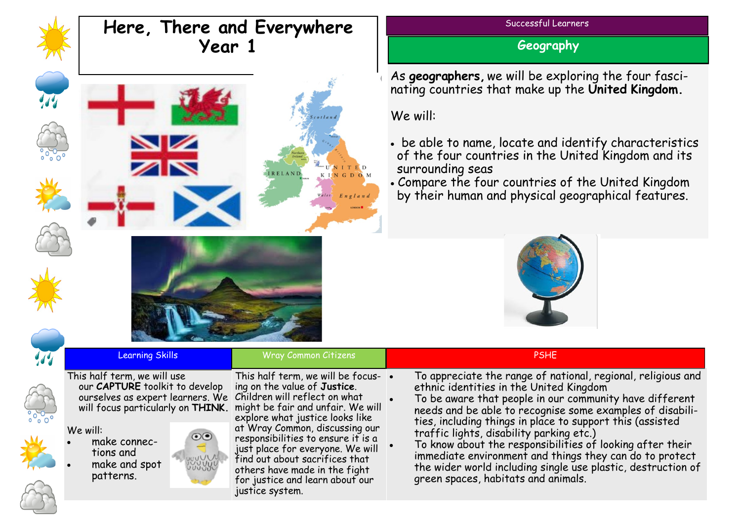# Here, There and Everywhere
## Year 1

Successful Learners

## Geography

As **geographers,** we will be exploring the four fascinating countries that make up the **United Kingdom.**

We will:

- be able to name, locate and identify characteristics of the four countries in the United Kingdom and its surrounding seas
- Compare the four countries of the United Kingdom by their human and physical geographical features.

## Learning Skills

This half term, we will use our **CAPTURE** toolkit to develop ourselves as expert learners. We will focus particularly on **THINK**.

We will:

- make connections and
- make and spot patterns.

## Wray Common Citizens

This half term, we will be focusing on the value of **Justice**. Children will reflect on what might be fair and unfair. We will explore what justice looks like at Wray Common, discussing our responsibilities to ensure it is a just place for everyone. We will find out about sacrifices that others have made in the fight for justice and learn about our justice system.

## PSHE

- To appreciate the range of national, regional, religious and ethnic identities in the United Kingdom
- To be aware that people in our community have different needs and be able to recognise some examples of disabilities, including things in place to support this (assisted traffic lights, disability parking etc.)
- To know about the responsibilities of looking after their immediate environment and things they can do to protect the wider world including single use plastic, destruction of green spaces, habitats and animals.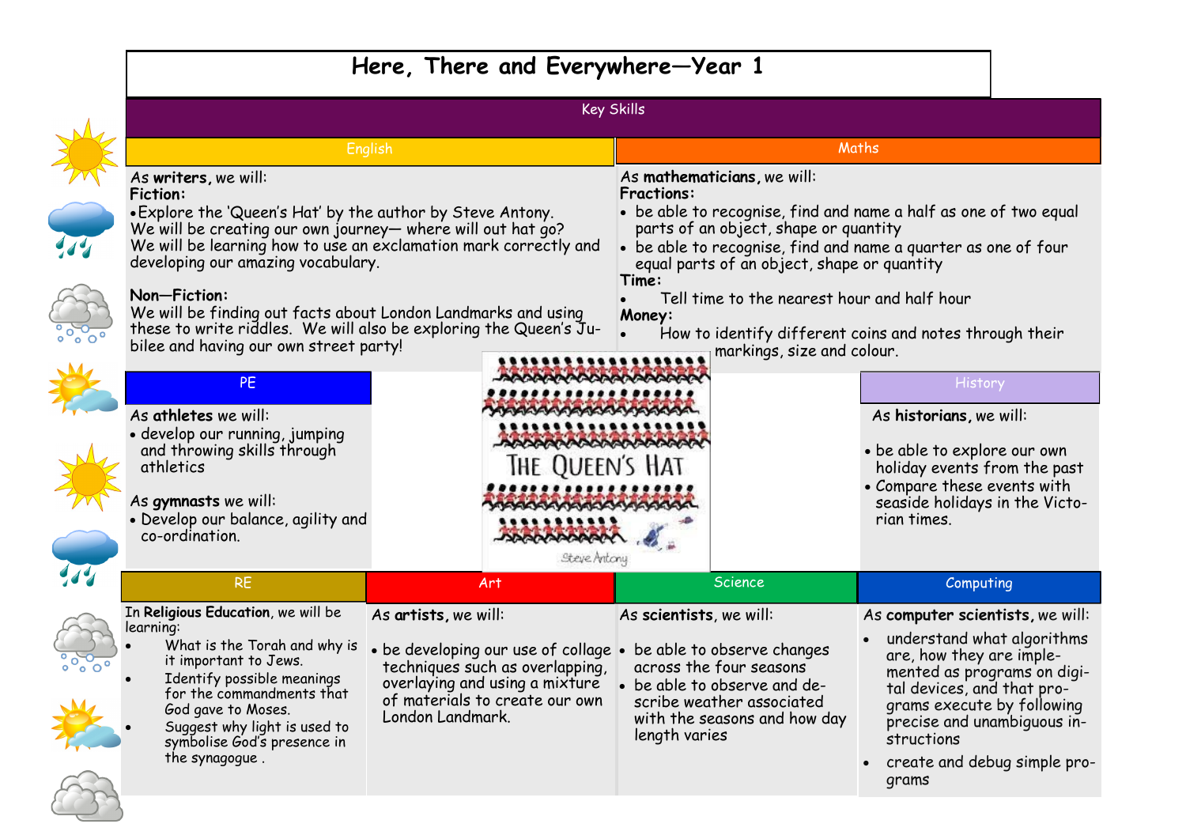# Here, There and Everywhere—Year 1

## Key Skills

### English

As **writers**, we will:

**Fiction:**

- Explore the 'Queen's Hat' by the author by Steve Antony.

We will be creating our own journey— where will out hat go?
We will be learning how to use an exclamation mark correctly and developing our amazing vocabulary.

**Non—Fiction:**

We will be finding out facts about London Landmarks and using these to write riddles. We will also be exploring the Queen's Jubilee and having our own street party!

### Maths

As **mathematicians**, we will:

**Fractions:**

- be able to recognise, find and name a half as one of two equal parts of an object, shape or quantity
- be able to recognise, find and name a quarter as one of four equal parts of an object, shape or quantity

**Time:**

- Tell time to the nearest hour and half hour

**Money:**

- How to identify different coins and notes through their markings, size and colour.

### PE

As **athletes** we will:

- develop our running, jumping and throwing skills through athletics

As **gymnasts** we will:

- Develop our balance, agility and co-ordination.

THE QUEEN'S HAT
Steve Antony

### History

As **historians**, we will:

- be able to explore our own holiday events from the past
- Compare these events with seaside holidays in the Victorian times.

### RE

In **Religious Education**, we will be learning:

- What is the Torah and why is it important to Jews.
- Identify possible meanings for the commandments that God gave to Moses.
- Suggest why light is used to symbolise God's presence in the synagogue .

### Art

As **artists**, we will:

- be developing our use of collage techniques such as overlapping, overlaying and using a mixture of materials to create our own London Landmark.

### Science

As **scientists**, we will:

- be able to observe changes across the four seasons
- be able to observe and describe weather associated with the seasons and how day length varies

### Computing

As **computer scientists**, we will:

- understand what algorithms are, how they are implemented as programs on digital devices, and that programs execute by following precise and unambiguous instructions
- create and debug simple programs